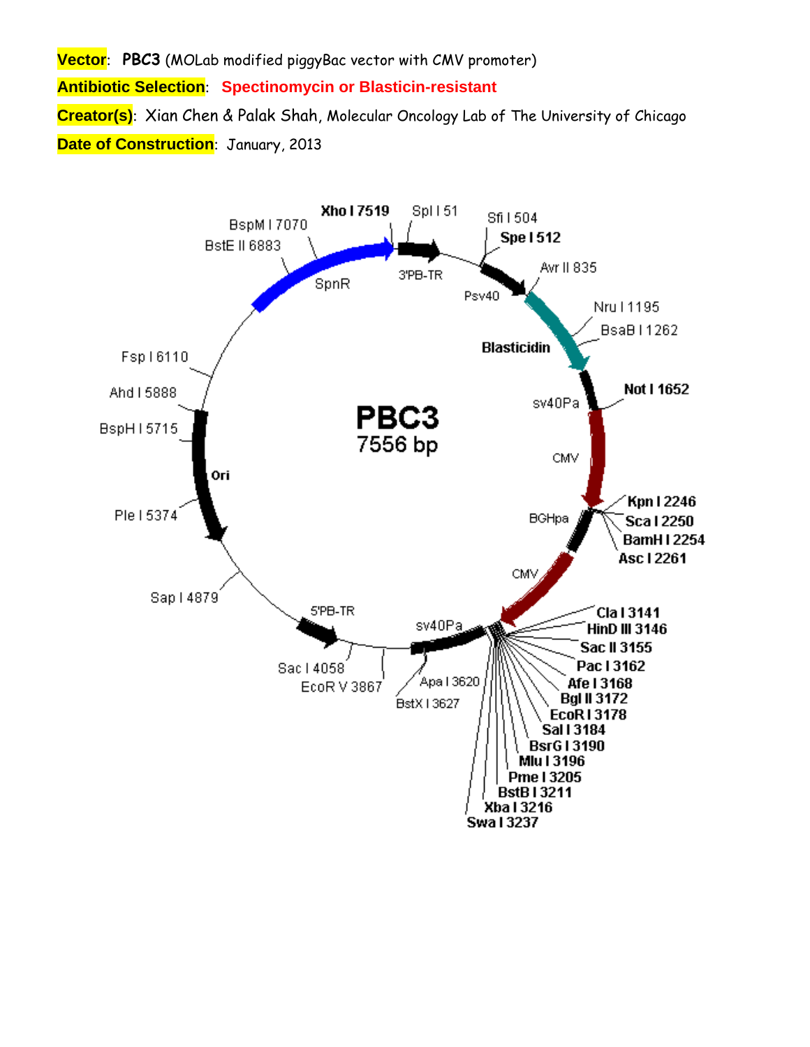**Vector**: **PBC3** (MOLab modified piggyBac vector with CMV promoter)

**Antibiotic Selection**: **Spectinomycin or Blasticin-resistant**

**Creator(s)**: Xian Chen & Palak Shah, Molecular Oncology Lab of The University of Chicago

**Date of Construction**: January, 2013

PBC3
7556 bp

Xho I 7519
Spl I 51
Sfi I 504
Spe I 512
Avr II 835
Nru I 1195
BsaB I 1262
Not I 1652
Kpn I 2246
Sca I 2250
BamH I 2254
Asc I 2261
Cla I 3141
HinD III 3146
Sac II 3155
Pac I 3162
Afe I 3168
Bgl II 3172
EcoR I 3178
Sal I 3184
BsrG I 3190
Mlu I 3196
Pme I 3205
BstB I 3211
Xba I 3216
Swa I 3237
Apa I 3620
BstX I 3627
EcoR V 3867
Sac I 4058
Sap I 4879
Ple I 5374
BspH I 5715
Ahd I 5888
Fsp I 6110
BstE II 6883
BspM I 7070

3'PB-TR
Psv40
Blasticidin
sv40Pa
CMV
BGHpa
CMV
sv40Pa
5'PB-TR
Ori
SpnR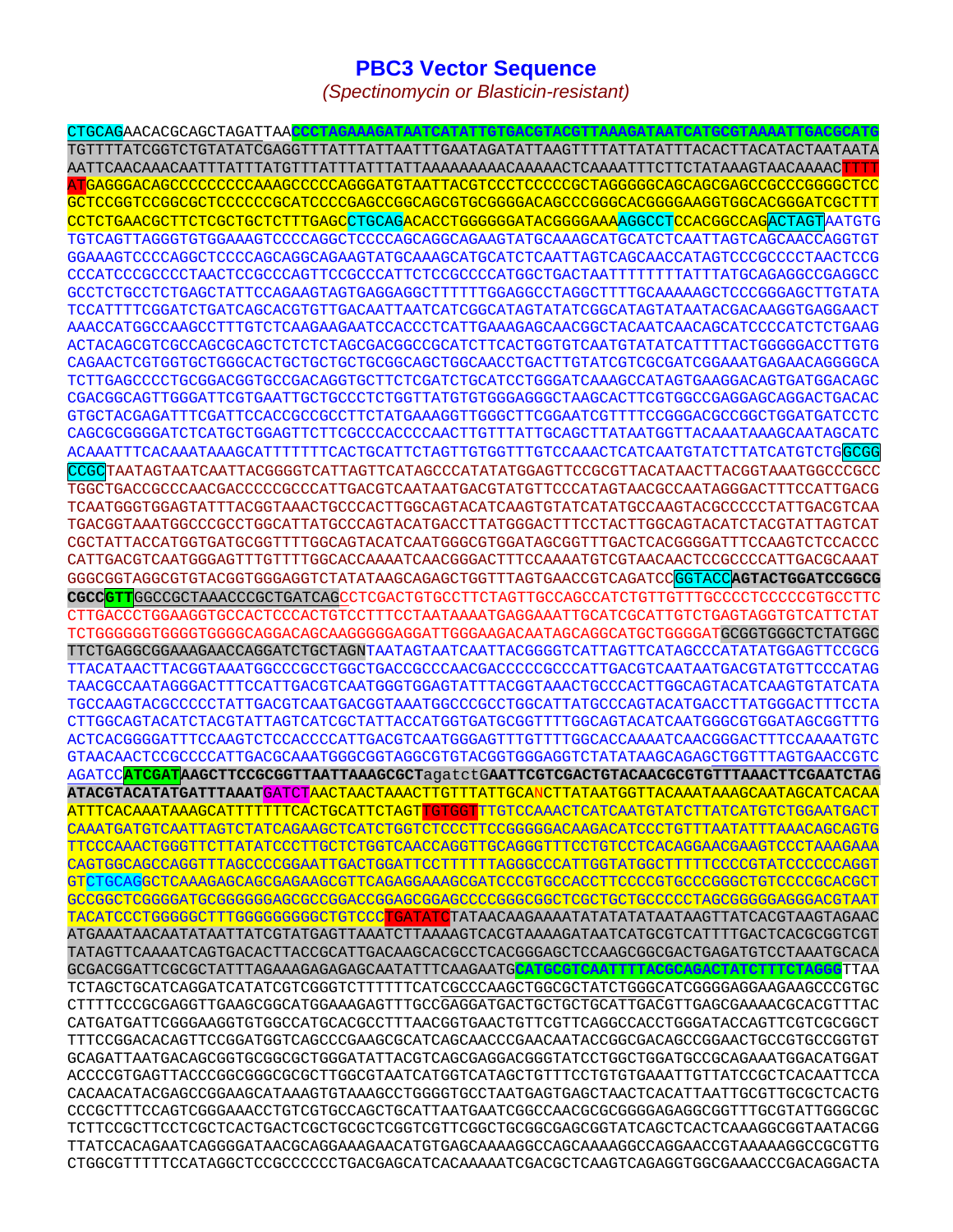# PBC3 Vector Sequence

*(Spectinomycin or Blasticin-resistant)*

```
CTGCAGAACACGCAGCTAGATTAACCCTAGAAAGATAATCATATTGTGACGTACGTTAAAGATAATCATGCGTAAAATTGACGCATG
TGTTTTATCGGTCTGTATATCGAGGTTTATTTATTAATTTGAATAGATATTAAGTTTTATTATATTTACACTTACATACTAATAATA
AATTCAACAAACAATTTATTTATGTTTATTTATTTATTAAAAAAAAACAAAAACTCAAAATTTCTTCTATAAAGTAACAAAACTTTT
ATGAGGGACAGCCCCCCCCCAAAGCCCCCAGGGATGTAATTACGTCCCTCCCCCGCTAGGGGGCAGCAGCGAGCCGCCCGGGGCTCC
GCTCCGGTCCGGCGCTCCCCCCGCATCCCCGAGCCGGCAGCGTGCGGGGACAGCCCGGGCACGGGGAAGGTGGCACGGGATCGCTTT
CCTCTGAACGCTTCTCGCTGCTCTTTGAGCCTGCAGACACCTGGGGGGATACGGGGAAAAGGCCTCCACGGCCAGACTAGTAATGTG
TGTCAGTTAGGGTGTGGAAAGTCCCCAGGCTCCCCAGCAGGCAGAAGTATGCAAAGCATGCATCTCAATTAGTCAGCAACCAGGTGT
GGAAAGTCCCCAGGCTCCCCAGCAGGCAGAAGTATGCAAAGCATGCATCTCAATTAGTCAGCAACCATAGTCCCGCCCCTAACTCCG
CCCATCCCGCCCCTAACTCCGCCCAGTTCCGCCCATTCTCCGCCCCATGGCTGACTAATTTTTTTTATTTATGCAGAGGCCGAGGCC
GCCTCTGCCTCTGAGCTATTCCAGAAGTAGTGAGGAGGCTTTTTTGGAGGCCTAGGCTTTTGCAAAAAGCTCCCGGGAGCTTGTATA
TCCATTTTCGGATCTGATCAGCACGTGTTGACAATTAATCATCGGCATAGTATATCGGCATAGTATAATACGACAAGGTGAGGAACT
AAACCATGGCCAAGCCTTTGTCTCAAGAAGAATCCACCCTCATTGAAAGAGCAACGGCTACAATCAACAGCATCCCCATCTCTGAAG
ACTACAGCGTCGCCAGCGCAGCTCTCTCTAGCGACGGCCGCATCTTCACTGGTGTCAATGTATATCATTTTACTGGGGGACCTTGTG
CAGAACTCGTGGTGCTGGGCACTGCTGCTGCTGCGGCAGCTGGCAACCTGACTTGTATCGTCGCGATCGGAAATGAGAACAGGGGCA
TCTTGAGCCCCTGCGGACGGTGCCGACAGGTGCTTCTCGATCTGCATCCTGGGATCAAAGCCATAGTGAAGGACAGTGATGGACAGC
CGACGGCAGTTGGGATTCGTGAATTGCTGCCCTCTGGTTATGTGTGGGAGGGCTAAGCACTTCGTGGCCGAGGAGCAGGACTGACAC
GTGCTACGAGATTTCGATTCCACCGCCGCCTTCTATGAAAGGTTGGGCTTCGGAATCGTTTTCCGGGACGCCGGCTGGATGATCCTC
CAGCGCGGGGATCTCATGCTGGAGTTCTTCGCCCACCCCAACTTGTTTATTGCAGCTTATAATGGTTACAAATAAAGCAATAGCATC
ACAAATTTCACAAATAAAGCATTTTTTTCACTGCATTCTAGTTGTGGTTTGTCCAAACTCATCAATGTATCTTATCATGTCTGGCGG
CCGCTAATAGTAATCAATTACGGGGTCATTAGTTCATAGCCCATATATGGAGTTCCGCGTTACATAACTTACGGTAAATGGCCCGCC
TGGCTGACCGCCCAACGACCCCCGCCCATTGACGTCAATAATGACGTATGTTCCCATAGTAACGCCAATAGGGACTTTCCATTGACG
TCAATGGGTGGAGTATTTACGGTAAACTGCCCACTTGGCAGTACATCAAGTGTATCATATGCCAAGTACGCCCCCTATTGACGTCAA
TGACGGTAAATGGCCCGCCTGGCATTATGCCCAGTACATGACCTTATGGGACTTTCCTACTTGGCAGTACATCTACGTATTAGTCAT
CGCTATTACCATGGTGATGCGGTTTTGGCAGTACATCAATGGGCGTGGATAGCGGTTTGACTCACGGGGATTTCCAAGTCTCCACCC
CATTGACGTCAATGGGAGTTTGTTTTGGCACCAAAATCAACGGGACTTTCCAAAATGTCGTAACAACTCCGCCCCATTGACGCAAAT
GGGCGGTAGGCGTGTACGGTGGGAGGTCTATATAAGCAGAGCTGGTTTAGTGAACCGTCAGATCCGGTACCAGTACTGGATCCGGCG
CGCCGTTGGCCGCTAAACCCGCTGATCAGCCTCGACTGTGCCTTCTAGTTGCCAGCCATCTGTTGTTTGCCCCTCCCCCGTGCCTTC
CTTGACCCTGGAAGGTGCCACTCCCACTGTCCTTTCCTAATAAAATGAGGAAATTGCATCGCATTGTCTGAGTAGGTGTCATTCTAT
TCTGGGGGGTGGGGTGGGGCAGGACAGCAAGGGGGAGGATTGGGAAGACAATAGCAGGCATGCTGGGGATGCGGTGGGCTCTATGGC
TTCTGAGGCGGAAAGAACCAGGATCTGCTAGNTAATAGTAATCAATTACGGGGTCATTAGTTCATAGCCCATATATGGAGTTCCGCG
TTACATAACTTACGGTAAATGGCCCGCCTGGCTGACCGCCCAACGACCCCCGCCCATTGACGTCAATAATGACGTATGTTCCCATAG
TAACGCCAATAGGGACTTTCCATTGACGTCAATGGGTGGAGTATTTACGGTAAACTGCCCACTTGGCAGTACATCAAGTGTATCATA
TGCCAAGTACGCCCCCTATTGACGTCAATGACGGTAAATGGCCCGCCTGGCATTATGCCCAGTACATGACCTTATGGGACTTTCCTA
CTTGGCAGTACATCTACGTATTAGTCATCGCTATTACCATGGTGATGCGGTTTTGGCAGTACATCAATGGGCGTGGATAGCGGTTTG
ACTCACGGGGATTTCCAAGTCTCCACCCCATTGACGTCAATGGGAGTTTGTTTTGGCACCAAAATCAACGGGACTTTCCAAAATGTC
GTAACAACTCCGCCCCATTGACGCAAATGGGCGGTAGGCGTGTACGGTGGGAGGTCTATATAAGCAGAGCTGGTTTAGTGAACCGTC
AGATCCATCGATAAGCTTCCGCGGTTAATTAAAGCGCTagatctGAATTCGTCGACTGTACAACGCGTGTTTAAACTTCGAATCTAG
ATACGTACATATGATTTAAATGATCTAACTAACTAAACTTGTTTATTGCANCTTATAATGGTTACAAATAAAGCAATAGCATCACAA
ATTTCACAAATAAAGCATTTTTTTCACTGCATTCTAGTTGTGGTTTGTCCAAACTCATCAATGTATCTTATCATGTCTGGAATGACT
CAAATGATGTCAATTAGTCTATCAGAAGCTCATCTGGTCTCCCTTCCGGGGGACAAGACATCCCTGTTTAATATTTAAACAGCAGTG
TTCCCAAACTGGGTTCTTATATCCCTTGCTCTGGTCAACCAGGTTGCAGGGTTTCCTGTCCTCACAGGAACGAAGTCCCTAAAGAAA
CAGTGGCAGCCAGGTTTAGCCCCGGAATTGACTGGATTCCTTTTTTAGGGCCCATTGGTATGGCTTTTTCCCCGTATCCCCCCAGGT
GTCTGCAGGCTCAAAGAGCAGCGAGAAGCGTTCAGAGGAAAGCGATCCCGTGCCACCTTCCCCGTGCCCGGGCTGTCCCCGCACGCT
GCCGGCTCGGGGATGCGGGGGGAGCGCCGGACCGGAGCGGAGCCCCGGGCGGCTCGCTGCTGCCCCCTAGCGGGGGAGGGACGTAAT
TACATCCCTGGGGGCTTTGGGGGGGGGCTGTCCCTGATATCTATAACAAGAAAATATATATATAATAAGTTATCACGTAAGTAGAAC
ATGAAATAACAATATAATTATCGTATGAGTTAAATCTTAAAAGTCACGTAAAAGATAATCATGCGTCATTTTGACTCACGCGGTCGT
TATAGTTCAAAATCAGTGACACTTACCGCATTGACAAGCACGCCTCACGGGAGCTCCAAGCGGCGACTGAGATGTCCTAAATGCACA
GCGACGGATTCGCGCTATTTAGAAAGAGAGAGCAATATTTCAAGAATGCATGCGTCAATTTTACGCAGACTATCTTTCTAGGGTTAA
TCTAGCTGCATCAGGATCATATCGTCGGGTCTTTTTTCATCGCCCAAGCTGGCGCTATCTGGGCATCGGGGAGGAAGAAGCCCGTGC
CTTTTCCCGCGAGGTTGAAGCGGCATGGAAAGAGTTTGCCGAGGATGACTGCTGCTGCATTGACGTTGAGCGAAAACGCACGTTTAC
CATGATGATTCGGGAAGGTGTGGCCATGCACGCCTTTAACGGTGAACTGTTCGTTCAGGCCACCTGGGATACCAGTTCGTCGCGGCT
TTTCCGGACACAGTTCCGGATGGTCAGCCCGAAGCGCATCAGCAACCCGAACAATACCGGCGACAGCCGGAACTGCCGTGCCGGTGT
GCAGATTAATGACAGCGGTGCGGCGCTGGGATATTACGTCAGCGAGGACGGGTATCCTGGCTGGATGCCGCAGAAATGGACATGGAT
ACCCCGTGAGTTACCCGGCGGGCGCGCTTGGCGTAATCATGGTCATAGCTGTTTCCTGTGTGAAATTGTTATCCGCTCACAATTCCA
CACAACATACGAGCCGGAAGCATAAAGTGTAAAGCCTGGGGTGCCTAATGAGTGAGCTAACTCACATTAATTGCGTTGCGCTCACTG
CCCGCTTTCCAGTCGGGAAACCTGTCGTGCCAGCTGCATTAATGAATCGGCCAACGCGCGGGGAGAGGCGGTTTGCGTATTGGGCGC
TCTTCCGCTTCCTCGCTCACTGACTCGCTGCGCTCGGTCGTTCGGCTGCGGCGAGCGGTATCAGCTCACTCAAAGGCGGTAATACGG
TTATCCACAGAATCAGGGGATAACGCAGGAAAGAACATGTGAGCAAAAGGCCAGCAAAAGGCCAGGAACCGTAAAAAGGCCGCGTTG
CTGGCGTTTTTCCATAGGCTCCGCCCCCCTGACGAGCATCACAAAAATCGACGCTCAAGTCAGAGGTGGCGAAACCCGACAGGACTA
```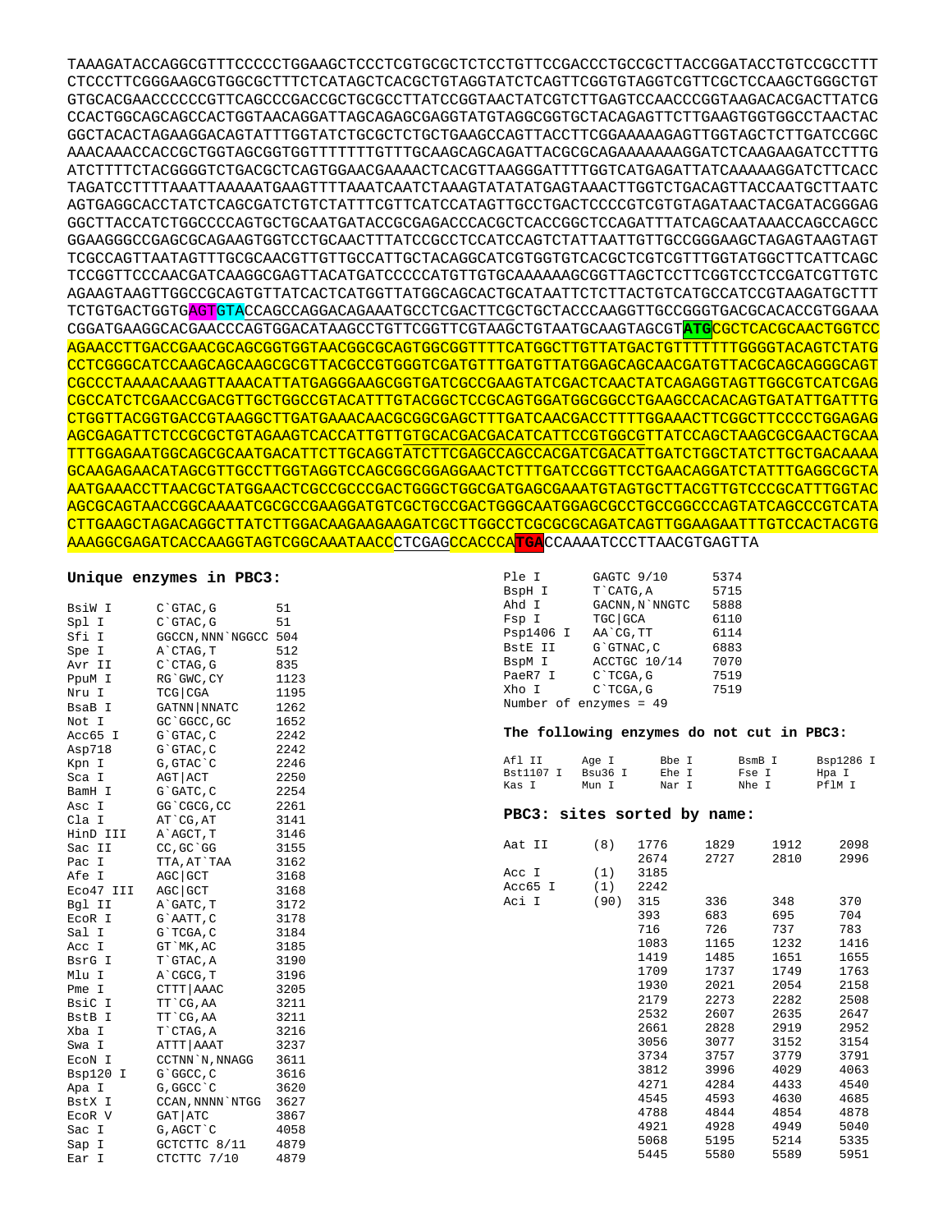```
TAAAGATACCAGGCGTTTCCCCCTGGAAGCTCCCTCGTGCGCTCTCCTGTTCCGACCCTGCCGCTTACCGGATACCTGTCCGCCTTT
CTCCCTTCGGGAAGCGTGGCGCTTTCTCATAGCTCACGCTGTAGGTATCTCAGTTCGGTGTAGGTCGTTCGCTCCAAGCTGGGCTGT
GTGCACGAACCCCCCGTTCAGCCCGACCGCTGCGCCTTATCCGGTAACTATCGTCTTGAGTCCAACCCGGTAAGACACGACTTATCG
CCACTGGCAGCAGCCACTGGTAACAGGATTAGCAGAGCGAGGTATGTAGGCGGTGCTACAGAGTTCTTGAAGTGGTGGCCTAACTAC
GGCTACACTAGAAGGACAGTATTTGGTATCTGCGCTCTGCTGAAGCCAGTTACCTTCGGAAAAAGAGTTGGTAGCTCTTGATCCGGC
AAACAAACCACCGCTGGTAGCGGTGGTTTTTTTGTTTGCAAGCAGCAGATTACGCGCAGAAAAAAAGGATCTCAAGAAGATCCTTTG
ATCTTTTCTACGGGGTCTGACGCTCAGTGGAACGAAAACTCACGTTAAGGGATTTTGGTCATGAGATTATCAAAAAGGATCTTCACC
TAGATCCTTTTAAATTAAAAATGAAGTTTTAAATCAATCTAAAGTATATATGAGTAAACTTGGTCTGACAGTTACCAATGCTTAATC
AGTGAGGCACCTATCTCAGCGATCTGTCTATTTCGTTCATCCATAGTTGCCTGACTCCCCGTCGTGTAGATAACTACGATACGGGAG
GGCTTACCATCTGGCCCCAGTGCTGCAATGATACCGCGAGACCCACGCTCACCGGCTCCAGATTTATCAGCAATAAACCAGCCAGCC
GGAAGGGCCGAGCGCAGAAGTGGTCCTGCAACTTTATCCGCCTCCATCCAGTCTATTAATTGTTGCCGGGAAGCTAGAGTAAGTAGT
TCGCCAGTTAATAGTTTGCGCAACGTTGTTGCCATTGCTACAGGCATCGTGGTGTCACGCTCGTCGTTTGGTATGGCTTCATTCAGC
TCCGGTTCCCAACGATCAAGGCGAGTTACATGATCCCCCATGTTGTGCAAAAAAGCGGTTAGCTCCTTCGGTCCTCCGATCGTTGTC
AGAAGTAAGTTGGCCGCAGTGTTATCACTCATGGTTATGGCAGCACTGCATAATTCTCTTACTGTCATGCCATCCGTAAGATGCTTT
TCTGTGACTGGTGAGTGTACCAGCCAGGACAGAAATGCCTCGACTTCGCTGCTACCCAAGGTTGCCGGGTGACGCACACCGTGGAAA
CGGATGAAGGCACGAACCCAGTGGACATAAGCCTGTTCGGTTCGTAAGCTGTAATGCAAGTAGCGTATGCGCTCACGCAACTGGTCC
AGAACCTTGACCGAACGCAGCGGTGGTAACGGCGCAGTGGCGGTTTTCATGGCTTGTTATGACTGTTTTTTTGGGGTACAGTCTATG
CCTCGGGCATCCAAGCAGCAAGCGCGTTACGCCGTGGGTCGATGTTTGATGTTATGGAGCAGCAACGATGTTACGCAGCAGGGCAGT
CGCCCTAAAACAAAGTTAAACATTATGAGGGAAGCGGTGATCGCCGAAGTATCGACTCAACTATCAGAGGTAGTTGGCGTCATCGAG
CGCCATCTCGAACCGACGTTGCTGGCCGTACATTTGTACGGCTCCGCAGTGGATGGCGGCCTGAAGCCACACAGTGATATTGATTTG
CTGGTTACGGTGACCGTAAGGCTTGATGAAACAACGCGGCGAGCTTTGATCAACGACCTTTTGGAAACTTCGGCTTCCCCTGGAGAG
AGCGAGATTCTCCGCGCTGTAGAAGTCACCATTGTTGTGCACGACGACATCATTCCGTGGCGTTATCCAGCTAAGCGCGAACTGCAA
TTTGGAGAATGGCAGCGCAATGACATTCTTGCAGGTATCTTCGAGCCAGCCACGATCGACATTGATCTGGCTATCTTGCTGACAAAA
GCAAGAGAACATAGCGTTGCCTTGGTAGGTCCAGCGGCGGAGGAACTCTTTGATCCGGTTCCTGAACAGGATCTATTTGAGGCGCTA
AATGAAACCTTAACGCTATGGAACTCGCCGCCCGACTGGGCTGGCGATGAGCGAAATGTAGTGCTTACGTTGTCCCGCATTTGGTAC
AGCGCAGTAACCGGCAAAATCGCGCCGAAGGATGTCGCTGCCGACTGGGCAATGGAGCGCCTGCCGGCCCAGTATCAGCCCGTCATA
CTTGAAGCTAGACAGGCTTATCTTGGACAAGAAGAAGATCGCTTGGCCTCGCGCGCAGATCAGTTGGAAGAATTTGTCCACTACGTG
AAAGGCGAGATCACCAAGGTAGTCGGCAAATAACCCTCGAGCCACCCATGACCAAAATCCCTTAACGTGAGTTA
```

### Unique enzymes in PBC3:

| Enzyme | Site | Position |
|---|---|---|
| BsiW I | C`GTAC,G | 51 |
| Spl I | C`GTAC,G | 51 |
| Sfi I | GGCCN,NNN`NGGCC | 504 |
| Spe I | A`CTAG,T | 512 |
| Avr II | C`CTAG,G | 835 |
| PpuM I | RG`GWC,CY | 1123 |
| Nru I | TCG\|CGA | 1195 |
| BsaB I | GATNN\|NNATC | 1262 |
| Not I | GC`GGCC,GC | 1652 |
| Acc65 I | G`GTAC,C | 2242 |
| Asp718 | G`GTAC,C | 2242 |
| Kpn I | G,GTAC`C | 2246 |
| Sca I | AGT\|ACT | 2250 |
| BamH I | G`GATC,C | 2254 |
| Asc I | GG`CGCG,CC | 2261 |
| Cla I | AT`CG,AT | 3141 |
| HinD III | A`AGCT,T | 3146 |
| Sac II | CC,GC`GG | 3155 |
| Pac I | TTA,AT`TAA | 3162 |
| Afe I | AGC\|GCT | 3168 |
| Eco47 III | AGC\|GCT | 3168 |
| Bgl II | A`GATC,T | 3172 |
| EcoR I | G`AATT,C | 3178 |
| Sal I | G`TCGA,C | 3184 |
| Acc I | GT`MK,AC | 3185 |
| BsrG I | T`GTAC,A | 3190 |
| Mlu I | A`CGCG,T | 3196 |
| Pme I | CTTT\|AAAC | 3205 |
| BsiC I | TT`CG,AA | 3211 |
| BstB I | TT`CG,AA | 3211 |
| Xba I | T`CTAG,A | 3216 |
| Swa I | ATTT\|AAAT | 3237 |
| EcoN I | CCTNN`N,NNAGG | 3611 |
| Bsp120 I | G`GGCC,C | 3616 |
| Apa I | G,GGCC`C | 3620 |
| BstX I | CCAN,NNNN`NTGG | 3627 |
| EcoR V | GAT\|ATC | 3867 |
| Sac I | G,AGCT`C | 4058 |
| Sap I | GCTCTTC 8/11 | 4879 |
| Ear I | CTCTTC 7/10 | 4879 |
| Ple I | GAGTC 9/10 | 5374 |
| BspH I | T`CATG,A | 5715 |
| Ahd I | GACNN,N`NNGTC | 5888 |
| Fsp I | TGC\|GCA | 6110 |
| Psp1406 I | AA`CG,TT | 6114 |
| BstE II | G`GTNAC,C | 6883 |
| BspM I | ACCTGC 10/14 | 7070 |
| PaeR7 I | C`TCGA,G | 7519 |
| Xho I | C`TCGA,G | 7519 |

Number of enzymes = 49

### The following enzymes do not cut in PBC3:

| | | | | |
|---|---|---|---|---|
| Afl II | Age I | Bbe I | BsmB I | Bsp1286 I |
| Bst1107 I | Bsu36 I | Ehe I | Fse I | Hpa I |
| Kas I | Mun I | Nar I | Nhe I | PflM I |

### PBC3: sites sorted by name:

| Enzyme | Count | | | | |
|---|---|---|---|---|---|
| Aat II | (8) | 1776 | 1829 | 1912 | 2098 |
| | | 2674 | 2727 | 2810 | 2996 |
| Acc I | (1) | 3185 | | | |
| Acc65 I | (1) | 2242 | | | |
| Aci I | (90) | 315 | 336 | 348 | 370 |
| | | 393 | 683 | 695 | 704 |
| | | 716 | 726 | 737 | 783 |
| | | 1083 | 1165 | 1232 | 1416 |
| | | 1419 | 1485 | 1651 | 1655 |
| | | 1709 | 1737 | 1749 | 1763 |
| | | 1930 | 2021 | 2054 | 2158 |
| | | 2179 | 2273 | 2282 | 2508 |
| | | 2532 | 2607 | 2635 | 2647 |
| | | 2661 | 2828 | 2919 | 2952 |
| | | 3056 | 3077 | 3152 | 3154 |
| | | 3734 | 3757 | 3779 | 3791 |
| | | 3812 | 3996 | 4029 | 4063 |
| | | 4271 | 4284 | 4433 | 4540 |
| | | 4545 | 4593 | 4630 | 4685 |
| | | 4788 | 4844 | 4854 | 4878 |
| | | 4921 | 4928 | 4949 | 5040 |
| | | 5068 | 5195 | 5214 | 5335 |
| | | 5445 | 5580 | 5589 | 5951 |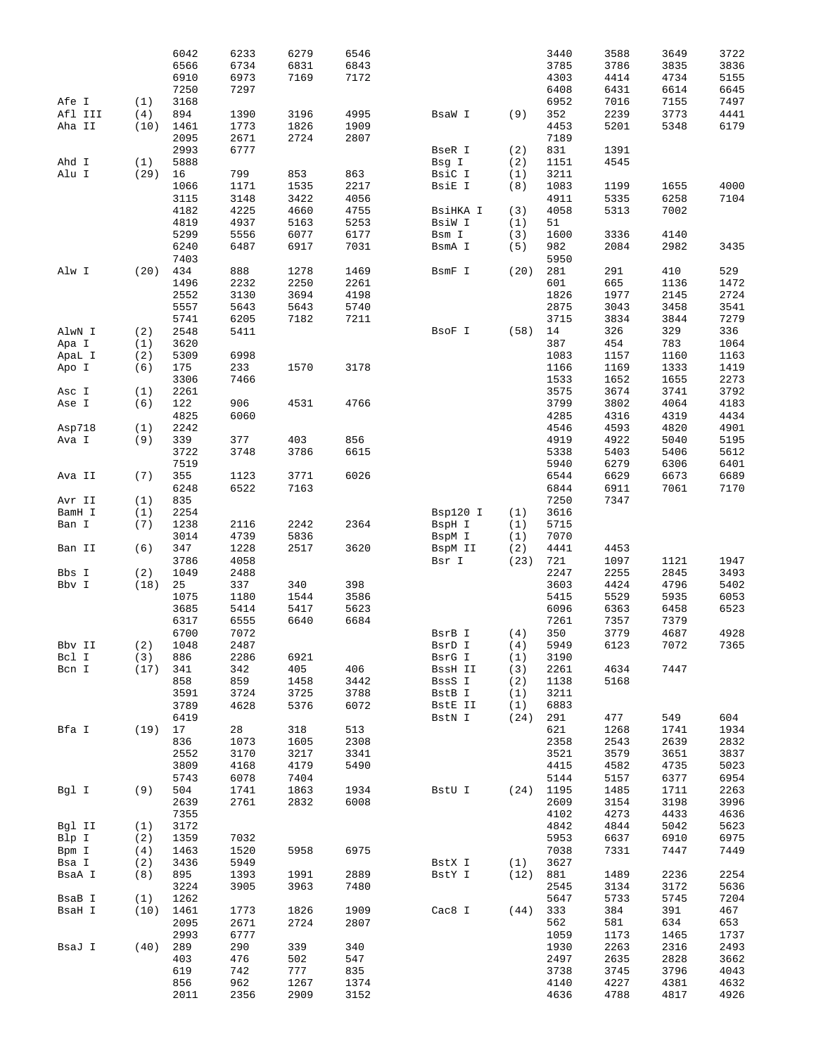| Enzyme | Count | Positions | | | |
|---|---|---|---|---|---|
| | | 6042 | 6233 | 6279 | 6546 |
| | | 6566 | 6734 | 6831 | 6843 |
| | | 6910 | 6973 | 7169 | 7172 |
| | | 7250 | 7297 | | |
| Afe I | (1) | 3168 | | | |
| Afl III | (4) | 894 | 1390 | 3196 | 4995 |
| Aha II | (10) | 1461 | 1773 | 1826 | 1909 |
| | | 2095 | 2671 | 2724 | 2807 |
| | | 2993 | 6777 | | |
| Ahd I | (1) | 5888 | | | |
| Alu I | (29) | 16 | 799 | 853 | 863 |
| | | 1066 | 1171 | 1535 | 2217 |
| | | 3115 | 3148 | 3422 | 4056 |
| | | 4182 | 4225 | 4660 | 4755 |
| | | 4819 | 4937 | 5163 | 5253 |
| | | 5299 | 5556 | 6077 | 6177 |
| | | 6240 | 6487 | 6917 | 7031 |
| | | 7403 | | | |
| Alw I | (20) | 434 | 888 | 1278 | 1469 |
| | | 1496 | 2232 | 2250 | 2261 |
| | | 2552 | 3130 | 3694 | 4198 |
| | | 5557 | 5643 | 5643 | 5740 |
| | | 5741 | 6205 | 7182 | 7211 |
| AlwN I | (2) | 2548 | 5411 | | |
| Apa I | (1) | 3620 | | | |
| ApaL I | (2) | 5309 | 6998 | | |
| Apo I | (6) | 175 | 233 | 1570 | 3178 |
| | | 3306 | 7466 | | |
| Asc I | (1) | 2261 | | | |
| Ase I | (6) | 122 | 906 | 4531 | 4766 |
| | | 4825 | 6060 | | |
| Asp718 | (1) | 2242 | | | |
| Ava I | (9) | 339 | 377 | 403 | 856 |
| | | 3722 | 3748 | 3786 | 6615 |
| | | 7519 | | | |
| Ava II | (7) | 355 | 1123 | 3771 | 6026 |
| | | 6248 | 6522 | 7163 | |
| Avr II | (1) | 835 | | | |
| BamH I | (1) | 2254 | | | |
| Ban I | (7) | 1238 | 2116 | 2242 | 2364 |
| | | 3014 | 4739 | 5836 | |
| Ban II | (6) | 347 | 1228 | 2517 | 3620 |
| | | 3786 | 4058 | | |
| Bbs I | (2) | 1049 | 2488 | | |
| Bbv I | (18) | 25 | 337 | 340 | 398 |
| | | 1075 | 1180 | 1544 | 3586 |
| | | 3685 | 5414 | 5417 | 5623 |
| | | 6317 | 6555 | 6640 | 6684 |
| | | 6700 | 7072 | | |
| Bbv II | (2) | 1048 | 2487 | | |
| Bcl I | (3) | 886 | 2286 | 6921 | |
| Bcn I | (17) | 341 | 342 | 405 | 406 |
| | | 858 | 859 | 1458 | 3442 |
| | | 3591 | 3724 | 3725 | 3788 |
| | | 3789 | 4628 | 5376 | 6072 |
| | | 6419 | | | |
| Bfa I | (19) | 17 | 28 | 318 | 513 |
| | | 836 | 1073 | 1605 | 2308 |
| | | 2552 | 3170 | 3217 | 3341 |
| | | 3809 | 4168 | 4179 | 5490 |
| | | 5743 | 6078 | 7404 | |
| Bgl I | (9) | 504 | 1741 | 1863 | 1934 |
| | | 2639 | 2761 | 2832 | 6008 |
| | | 7355 | | | |
| Bgl II | (1) | 3172 | | | |
| Blp I | (2) | 1359 | 7032 | | |
| Bpm I | (4) | 1463 | 1520 | 5958 | 6975 |
| Bsa I | (2) | 3436 | 5949 | | |
| BsaA I | (8) | 895 | 1393 | 1991 | 2889 |
| | | 3224 | 3905 | 3963 | 7480 |
| BsaB I | (1) | 1262 | | | |
| BsaH I | (10) | 1461 | 1773 | 1826 | 1909 |
| | | 2095 | 2671 | 2724 | 2807 |
| | | 2993 | 6777 | | |
| BsaJ I | (40) | 289 | 290 | 339 | 340 |
| | | 403 | 476 | 502 | 547 |
| | | 619 | 742 | 777 | 835 |
| | | 856 | 962 | 1267 | 1374 |
| | | 2011 | 2356 | 2909 | 3152 |
| | | 3440 | 3588 | 3649 | 3722 |
| | | 3785 | 3786 | 3835 | 3836 |
| | | 4303 | 4414 | 4734 | 5155 |
| | | 6408 | 6431 | 6614 | 6645 |
| | | 6952 | 7016 | 7155 | 7497 |
| BsaW I | (9) | 352 | 2239 | 3773 | 4441 |
| | | 4453 | 5201 | 5348 | 6179 |
| | | 7189 | | | |
| BseR I | (2) | 831 | 1391 | | |
| Bsg I | (2) | 1151 | 4545 | | |
| BsiC I | (1) | 3211 | | | |
| BsiE I | (8) | 1083 | 1199 | 1655 | 4000 |
| | | 4911 | 5335 | 6258 | 7104 |
| BsiHKA I | (3) | 4058 | 5313 | 7002 | |
| BsiW I | (1) | 51 | | | |
| Bsm I | (3) | 1600 | 3336 | 4140 | |
| BsmA I | (5) | 982 | 2084 | 2982 | 3435 |
| | | 5950 | | | |
| BsmF I | (20) | 281 | 291 | 410 | 529 |
| | | 601 | 665 | 1136 | 1472 |
| | | 1826 | 1977 | 2145 | 2724 |
| | | 2875 | 3043 | 3458 | 3541 |
| | | 3715 | 3834 | 3844 | 7279 |
| BsoF I | (58) | 14 | 326 | 329 | 336 |
| | | 387 | 454 | 783 | 1064 |
| | | 1083 | 1157 | 1160 | 1163 |
| | | 1166 | 1169 | 1333 | 1419 |
| | | 1533 | 1652 | 1655 | 2273 |
| | | 3575 | 3674 | 3741 | 3792 |
| | | 3799 | 3802 | 4064 | 4183 |
| | | 4285 | 4316 | 4319 | 4434 |
| | | 4546 | 4593 | 4820 | 4901 |
| | | 4919 | 4922 | 5040 | 5195 |
| | | 5338 | 5403 | 5406 | 5612 |
| | | 5940 | 6279 | 6306 | 6401 |
| | | 6544 | 6629 | 6673 | 6689 |
| | | 6844 | 6911 | 7061 | 7170 |
| | | 7250 | 7347 | | |
| Bsp120 I | (1) | 3616 | | | |
| BspH I | (1) | 5715 | | | |
| BspM I | (1) | 7070 | | | |
| BspM II | (2) | 4441 | 4453 | | |
| Bsr I | (23) | 721 | 1097 | 1121 | 1947 |
| | | 2247 | 2255 | 2845 | 3493 |
| | | 3603 | 4424 | 4796 | 5402 |
| | | 5415 | 5529 | 5935 | 6053 |
| | | 6096 | 6363 | 6458 | 6523 |
| | | 7261 | 7357 | 7379 | |
| BsrB I | (4) | 350 | 3779 | 4687 | 4928 |
| BsrD I | (4) | 5949 | 6123 | 7072 | 7365 |
| BsrG I | (1) | 3190 | | | |
| BssH II | (3) | 2261 | 4634 | 7447 | |
| BssS I | (2) | 1138 | 5168 | | |
| BstB I | (1) | 3211 | | | |
| BstE II | (1) | 6883 | | | |
| BstN I | (24) | 291 | 477 | 549 | 604 |
| | | 621 | 1268 | 1741 | 1934 |
| | | 2358 | 2543 | 2639 | 2832 |
| | | 3521 | 3579 | 3651 | 3837 |
| | | 4415 | 4582 | 4735 | 5023 |
| | | 5144 | 5157 | 6377 | 6954 |
| BstU I | (24) | 1195 | 1485 | 1711 | 2263 |
| | | 2609 | 3154 | 3198 | 3996 |
| | | 4102 | 4273 | 4433 | 4636 |
| | | 4842 | 4844 | 5042 | 5623 |
| | | 5953 | 6637 | 6910 | 6975 |
| | | 7038 | 7331 | 7447 | 7449 |
| BstX I | (1) | 3627 | | | |
| BstY I | (12) | 881 | 1489 | 2236 | 2254 |
| | | 2545 | 3134 | 3172 | 5636 |
| | | 5647 | 5733 | 5745 | 7204 |
| Cac8 I | (44) | 333 | 384 | 391 | 467 |
| | | 562 | 581 | 634 | 653 |
| | | 1059 | 1173 | 1465 | 1737 |
| | | 1930 | 2263 | 2316 | 2493 |
| | | 2497 | 2635 | 2828 | 3662 |
| | | 3738 | 3745 | 3796 | 4043 |
| | | 4140 | 4227 | 4381 | 4632 |
| | | 4636 | 4788 | 4817 | 4926 |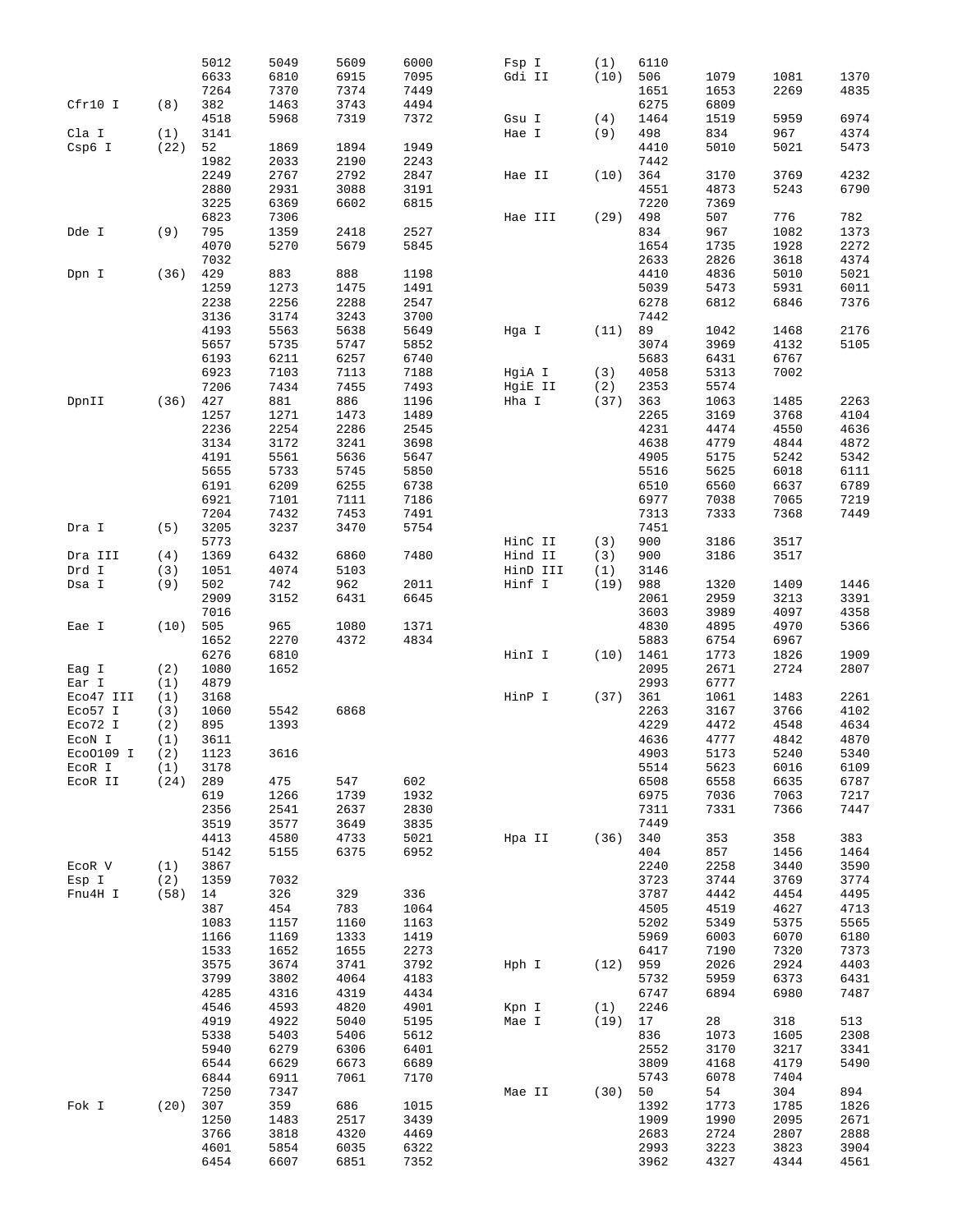| Enzyme | Count | Positions | | | |
|---|---|---|---|---|---|
| | | 5012 | 5049 | 5609 | 6000 |
| | | 6633 | 6810 | 6915 | 7095 |
| | | 7264 | 7370 | 7374 | 7449 |
| Cfr10 I | (8) | 382 | 1463 | 3743 | 4494 |
| | | 4518 | 5968 | 7319 | 7372 |
| Cla I | (1) | 3141 | | | |
| Csp6 I | (22) | 52 | 1869 | 1894 | 1949 |
| | | 1982 | 2033 | 2190 | 2243 |
| | | 2249 | 2767 | 2792 | 2847 |
| | | 2880 | 2931 | 3088 | 3191 |
| | | 3225 | 6369 | 6602 | 6815 |
| | | 6823 | 7306 | | |
| Dde I | (9) | 795 | 1359 | 2418 | 2527 |
| | | 4070 | 5270 | 5679 | 5845 |
| | | 7032 | | | |
| Dpn I | (36) | 429 | 883 | 888 | 1198 |
| | | 1259 | 1273 | 1475 | 1491 |
| | | 2238 | 2256 | 2288 | 2547 |
| | | 3136 | 3174 | 3243 | 3700 |
| | | 4193 | 5563 | 5638 | 5649 |
| | | 5657 | 5735 | 5747 | 5852 |
| | | 6193 | 6211 | 6257 | 6740 |
| | | 6923 | 7103 | 7113 | 7188 |
| | | 7206 | 7434 | 7455 | 7493 |
| DpnII | (36) | 427 | 881 | 886 | 1196 |
| | | 1257 | 1271 | 1473 | 1489 |
| | | 2236 | 2254 | 2286 | 2545 |
| | | 3134 | 3172 | 3241 | 3698 |
| | | 4191 | 5561 | 5636 | 5647 |
| | | 5655 | 5733 | 5745 | 5850 |
| | | 6191 | 6209 | 6255 | 6738 |
| | | 6921 | 7101 | 7111 | 7186 |
| | | 7204 | 7432 | 7453 | 7491 |
| Dra I | (5) | 3205 | 3237 | 3470 | 5754 |
| | | 5773 | | | |
| Dra III | (4) | 1369 | 6432 | 6860 | 7480 |
| Drd I | (3) | 1051 | 4074 | 5103 | |
| Dsa I | (9) | 502 | 742 | 962 | 2011 |
| | | 2909 | 3152 | 6431 | 6645 |
| | | 7016 | | | |
| Eae I | (10) | 505 | 965 | 1080 | 1371 |
| | | 1652 | 2270 | 4372 | 4834 |
| | | 6276 | 6810 | | |
| Eag I | (2) | 1080 | 1652 | | |
| Ear I | (1) | 4879 | | | |
| Eco47 III | (1) | 3168 | | | |
| Eco57 I | (3) | 1060 | 5542 | 6868 | |
| Eco72 I | (2) | 895 | 1393 | | |
| EcoN I | (1) | 3611 | | | |
| EcoO109 I | (2) | 1123 | 3616 | | |
| EcoR I | (1) | 3178 | | | |
| EcoR II | (24) | 289 | 475 | 547 | 602 |
| | | 619 | 1266 | 1739 | 1932 |
| | | 2356 | 2541 | 2637 | 2830 |
| | | 3519 | 3577 | 3649 | 3835 |
| | | 4413 | 4580 | 4733 | 5021 |
| | | 5142 | 5155 | 6375 | 6952 |
| EcoR V | (1) | 3867 | | | |
| Esp I | (2) | 1359 | 7032 | | |
| Fnu4H I | (58) | 14 | 326 | 329 | 336 |
| | | 387 | 454 | 783 | 1064 |
| | | 1083 | 1157 | 1160 | 1163 |
| | | 1166 | 1169 | 1333 | 1419 |
| | | 1533 | 1652 | 1655 | 2273 |
| | | 3575 | 3674 | 3741 | 3792 |
| | | 3799 | 3802 | 4064 | 4183 |
| | | 4285 | 4316 | 4319 | 4434 |
| | | 4546 | 4593 | 4820 | 4901 |
| | | 4919 | 4922 | 5040 | 5195 |
| | | 5338 | 5403 | 5406 | 5612 |
| | | 5940 | 6279 | 6306 | 6401 |
| | | 6544 | 6629 | 6673 | 6689 |
| | | 6844 | 6911 | 7061 | 7170 |
| | | 7250 | 7347 | | |
| Fok I | (20) | 307 | 359 | 686 | 1015 |
| | | 1250 | 1483 | 2517 | 3439 |
| | | 3766 | 3818 | 4320 | 4469 |
| | | 4601 | 5854 | 6035 | 6322 |
| | | 6454 | 6607 | 6851 | 7352 |
| Fsp I | (1) | 6110 | | | |
| Gdi II | (10) | 506 | 1079 | 1081 | 1370 |
| | | 1651 | 1653 | 2269 | 4835 |
| | | 6275 | 6809 | | |
| Gsu I | (4) | 1464 | 1519 | 5959 | 6974 |
| Hae I | (9) | 498 | 834 | 967 | 4374 |
| | | 4410 | 5010 | 5021 | 5473 |
| | | 7442 | | | |
| Hae II | (10) | 364 | 3170 | 3769 | 4232 |
| | | 4551 | 4873 | 5243 | 6790 |
| | | 7220 | 7369 | | |
| Hae III | (29) | 498 | 507 | 776 | 782 |
| | | 834 | 967 | 1082 | 1373 |
| | | 1654 | 1735 | 1928 | 2272 |
| | | 2633 | 2826 | 3618 | 4374 |
| | | 4410 | 4836 | 5010 | 5021 |
| | | 5039 | 5473 | 5931 | 6011 |
| | | 6278 | 6812 | 6846 | 7376 |
| | | 7442 | | | |
| Hga I | (11) | 89 | 1042 | 1468 | 2176 |
| | | 3074 | 3969 | 4132 | 5105 |
| | | 5683 | 6431 | 6767 | |
| HgiA I | (3) | 4058 | 5313 | 7002 | |
| HgiE II | (2) | 2353 | 5574 | | |
| Hha I | (37) | 363 | 1063 | 1485 | 2263 |
| | | 2265 | 3169 | 3768 | 4104 |
| | | 4231 | 4474 | 4550 | 4636 |
| | | 4638 | 4779 | 4844 | 4872 |
| | | 4905 | 5175 | 5242 | 5342 |
| | | 5516 | 5625 | 6018 | 6111 |
| | | 6510 | 6560 | 6637 | 6789 |
| | | 6977 | 7038 | 7065 | 7219 |
| | | 7313 | 7333 | 7368 | 7449 |
| | | 7451 | | | |
| HinC II | (3) | 900 | 3186 | 3517 | |
| Hind II | (3) | 900 | 3186 | 3517 | |
| HinD III | (1) | 3146 | | | |
| Hinf I | (19) | 988 | 1320 | 1409 | 1446 |
| | | 2061 | 2959 | 3213 | 3391 |
| | | 3603 | 3989 | 4097 | 4358 |
| | | 4830 | 4895 | 4970 | 5366 |
| | | 5883 | 6754 | 6967 | |
| HinI I | (10) | 1461 | 1773 | 1826 | 1909 |
| | | 2095 | 2671 | 2724 | 2807 |
| | | 2993 | 6777 | | |
| HinP I | (37) | 361 | 1061 | 1483 | 2261 |
| | | 2263 | 3167 | 3766 | 4102 |
| | | 4229 | 4472 | 4548 | 4634 |
| | | 4636 | 4777 | 4842 | 4870 |
| | | 4903 | 5173 | 5240 | 5340 |
| | | 5514 | 5623 | 6016 | 6109 |
| | | 6508 | 6558 | 6635 | 6787 |
| | | 6975 | 7036 | 7063 | 7217 |
| | | 7311 | 7331 | 7366 | 7447 |
| | | 7449 | | | |
| Hpa II | (36) | 340 | 353 | 358 | 383 |
| | | 404 | 857 | 1456 | 1464 |
| | | 2240 | 2258 | 3440 | 3590 |
| | | 3723 | 3744 | 3769 | 3774 |
| | | 3787 | 4442 | 4454 | 4495 |
| | | 4505 | 4519 | 4627 | 4713 |
| | | 5202 | 5349 | 5375 | 5565 |
| | | 5969 | 6003 | 6070 | 6180 |
| | | 6417 | 7190 | 7320 | 7373 |
| Hph I | (12) | 959 | 2026 | 2924 | 4403 |
| | | 5732 | 5959 | 6373 | 6431 |
| | | 6747 | 6894 | 6980 | 7487 |
| Kpn I | (1) | 2246 | | | |
| Mae I | (19) | 17 | 28 | 318 | 513 |
| | | 836 | 1073 | 1605 | 2308 |
| | | 2552 | 3170 | 3217 | 3341 |
| | | 3809 | 4168 | 4179 | 5490 |
| | | 5743 | 6078 | 7404 | |
| Mae II | (30) | 50 | 54 | 304 | 894 |
| | | 1392 | 1773 | 1785 | 1826 |
| | | 1909 | 1990 | 2095 | 2671 |
| | | 2683 | 2724 | 2807 | 2888 |
| | | 2993 | 3223 | 3823 | 3904 |
| | | 3962 | 4327 | 4344 | 4561 |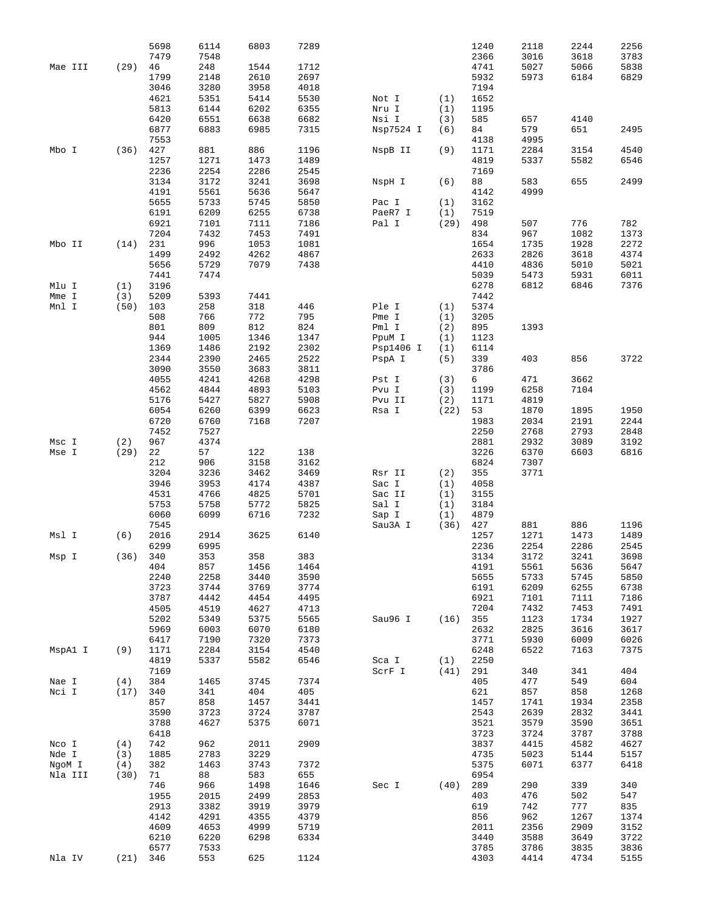| Enzyme | Count | Positions | | | |
|---|---|---|---|---|---|
| | | 5698 | 6114 | 6803 | 7289 |
| | | 7479 | 7548 | | |
| Mae III | (29) | 46 | 248 | 1544 | 1712 |
| | | 1799 | 2148 | 2610 | 2697 |
| | | 3046 | 3280 | 3958 | 4018 |
| | | 4621 | 5351 | 5414 | 5530 |
| | | 5813 | 6144 | 6202 | 6355 |
| | | 6420 | 6551 | 6638 | 6682 |
| | | 6877 | 6883 | 6985 | 7315 |
| | | 7553 | | | |
| Mbo I | (36) | 427 | 881 | 886 | 1196 |
| | | 1257 | 1271 | 1473 | 1489 |
| | | 2236 | 2254 | 2286 | 2545 |
| | | 3134 | 3172 | 3241 | 3698 |
| | | 4191 | 5561 | 5636 | 5647 |
| | | 5655 | 5733 | 5745 | 5850 |
| | | 6191 | 6209 | 6255 | 6738 |
| | | 6921 | 7101 | 7111 | 7186 |
| | | 7204 | 7432 | 7453 | 7491 |
| Mbo II | (14) | 231 | 996 | 1053 | 1081 |
| | | 1499 | 2492 | 4262 | 4867 |
| | | 5656 | 5729 | 7079 | 7438 |
| | | 7441 | 7474 | | |
| Mlu I | (1) | 3196 | | | |
| Mme I | (3) | 5209 | 5393 | 7441 | |
| Mnl I | (50) | 103 | 258 | 318 | 446 |
| | | 508 | 766 | 772 | 795 |
| | | 801 | 809 | 812 | 824 |
| | | 944 | 1005 | 1346 | 1347 |
| | | 1369 | 1486 | 2192 | 2302 |
| | | 2344 | 2390 | 2465 | 2522 |
| | | 3090 | 3550 | 3683 | 3811 |
| | | 4055 | 4241 | 4268 | 4298 |
| | | 4562 | 4844 | 4893 | 5103 |
| | | 5176 | 5427 | 5827 | 5908 |
| | | 6054 | 6260 | 6399 | 6623 |
| | | 6720 | 6760 | 7168 | 7207 |
| | | 7452 | 7527 | | |
| Msc I | (2) | 967 | 4374 | | |
| Mse I | (29) | 22 | 57 | 122 | 138 |
| | | 212 | 906 | 3158 | 3162 |
| | | 3204 | 3236 | 3462 | 3469 |
| | | 3946 | 3953 | 4174 | 4387 |
| | | 4531 | 4766 | 4825 | 5701 |
| | | 5753 | 5758 | 5772 | 5825 |
| | | 6060 | 6099 | 6716 | 7232 |
| | | 7545 | | | |
| Msl I | (6) | 2016 | 2914 | 3625 | 6140 |
| | | 6299 | 6995 | | |
| Msp I | (36) | 340 | 353 | 358 | 383 |
| | | 404 | 857 | 1456 | 1464 |
| | | 2240 | 2258 | 3440 | 3590 |
| | | 3723 | 3744 | 3769 | 3774 |
| | | 3787 | 4442 | 4454 | 4495 |
| | | 4505 | 4519 | 4627 | 4713 |
| | | 5202 | 5349 | 5375 | 5565 |
| | | 5969 | 6003 | 6070 | 6180 |
| | | 6417 | 7190 | 7320 | 7373 |
| MspA1 I | (9) | 1171 | 2284 | 3154 | 4540 |
| | | 4819 | 5337 | 5582 | 6546 |
| | | 7169 | | | |
| Nae I | (4) | 384 | 1465 | 3745 | 7374 |
| Nci I | (17) | 340 | 341 | 404 | 405 |
| | | 857 | 858 | 1457 | 3441 |
| | | 3590 | 3723 | 3724 | 3787 |
| | | 3788 | 4627 | 5375 | 6071 |
| | | 6418 | | | |
| Nco I | (4) | 742 | 962 | 2011 | 2909 |
| Nde I | (3) | 1885 | 2783 | 3229 | |
| NgoM I | (4) | 382 | 1463 | 3743 | 7372 |
| Nla III | (30) | 71 | 88 | 583 | 655 |
| | | 746 | 966 | 1498 | 1646 |
| | | 1955 | 2015 | 2499 | 2853 |
| | | 2913 | 3382 | 3919 | 3979 |
| | | 4142 | 4291 | 4355 | 4379 |
| | | 4609 | 4653 | 4999 | 5719 |
| | | 6210 | 6220 | 6298 | 6334 |
| | | 6577 | 7533 | | |
| Nla IV | (21) | 346 | 553 | 625 | 1124 |
| | | 1240 | 2118 | 2244 | 2256 |
| | | 2366 | 3016 | 3618 | 3783 |
| | | 4741 | 5027 | 5066 | 5838 |
| | | 5932 | 5973 | 6184 | 6829 |
| | | 7194 | | | |
| Not I | (1) | 1652 | | | |
| Nru I | (1) | 1195 | | | |
| Nsi I | (3) | 585 | 657 | 4140 | |
| Nsp7524 I | (6) | 84 | 579 | 651 | 2495 |
| | | 4138 | 4995 | | |
| NspB II | (9) | 1171 | 2284 | 3154 | 4540 |
| | | 4819 | 5337 | 5582 | 6546 |
| | | 7169 | | | |
| NspH I | (6) | 88 | 583 | 655 | 2499 |
| | | 4142 | 4999 | | |
| Pac I | (1) | 3162 | | | |
| PaeR7 I | (1) | 7519 | | | |
| Pal I | (29) | 498 | 507 | 776 | 782 |
| | | 834 | 967 | 1082 | 1373 |
| | | 1654 | 1735 | 1928 | 2272 |
| | | 2633 | 2826 | 3618 | 4374 |
| | | 4410 | 4836 | 5010 | 5021 |
| | | 5039 | 5473 | 5931 | 6011 |
| | | 6278 | 6812 | 6846 | 7376 |
| | | 7442 | | | |
| Ple I | (1) | 5374 | | | |
| Pme I | (1) | 3205 | | | |
| Pml I | (2) | 895 | 1393 | | |
| PpuM I | (1) | 1123 | | | |
| Psp1406 I | (1) | 6114 | | | |
| PspA I | (5) | 339 | 403 | 856 | 3722 |
| | | 3786 | | | |
| Pst I | (3) | 6 | 471 | 3662 | |
| Pvu I | (3) | 1199 | 6258 | 7104 | |
| Pvu II | (2) | 1171 | 4819 | | |
| Rsa I | (22) | 53 | 1870 | 1895 | 1950 |
| | | 1983 | 2034 | 2191 | 2244 |
| | | 2250 | 2768 | 2793 | 2848 |
| | | 2881 | 2932 | 3089 | 3192 |
| | | 3226 | 6370 | 6603 | 6816 |
| | | 6824 | 7307 | | |
| Rsr II | (2) | 355 | 3771 | | |
| Sac I | (1) | 4058 | | | |
| Sac II | (1) | 3155 | | | |
| Sal I | (1) | 3184 | | | |
| Sap I | (1) | 4879 | | | |
| Sau3A I | (36) | 427 | 881 | 886 | 1196 |
| | | 1257 | 1271 | 1473 | 1489 |
| | | 2236 | 2254 | 2286 | 2545 |
| | | 3134 | 3172 | 3241 | 3698 |
| | | 4191 | 5561 | 5636 | 5647 |
| | | 5655 | 5733 | 5745 | 5850 |
| | | 6191 | 6209 | 6255 | 6738 |
| | | 6921 | 7101 | 7111 | 7186 |
| | | 7204 | 7432 | 7453 | 7491 |
| Sau96 I | (16) | 355 | 1123 | 1734 | 1927 |
| | | 2632 | 2825 | 3616 | 3617 |
| | | 3771 | 5930 | 6009 | 6026 |
| | | 6248 | 6522 | 7163 | 7375 |
| Sca I | (1) | 2250 | | | |
| ScrF I | (41) | 291 | 340 | 341 | 404 |
| | | 405 | 477 | 549 | 604 |
| | | 621 | 857 | 858 | 1268 |
| | | 1457 | 1741 | 1934 | 2358 |
| | | 2543 | 2639 | 2832 | 3441 |
| | | 3521 | 3579 | 3590 | 3651 |
| | | 3723 | 3724 | 3787 | 3788 |
| | | 3837 | 4415 | 4582 | 4627 |
| | | 4735 | 5023 | 5144 | 5157 |
| | | 5375 | 6071 | 6377 | 6418 |
| | | 6954 | | | |
| Sec I | (40) | 289 | 290 | 339 | 340 |
| | | 403 | 476 | 502 | 547 |
| | | 619 | 742 | 777 | 835 |
| | | 856 | 962 | 1267 | 1374 |
| | | 2011 | 2356 | 2909 | 3152 |
| | | 3440 | 3588 | 3649 | 3722 |
| | | 3785 | 3786 | 3835 | 3836 |
| | | 4303 | 4414 | 4734 | 5155 |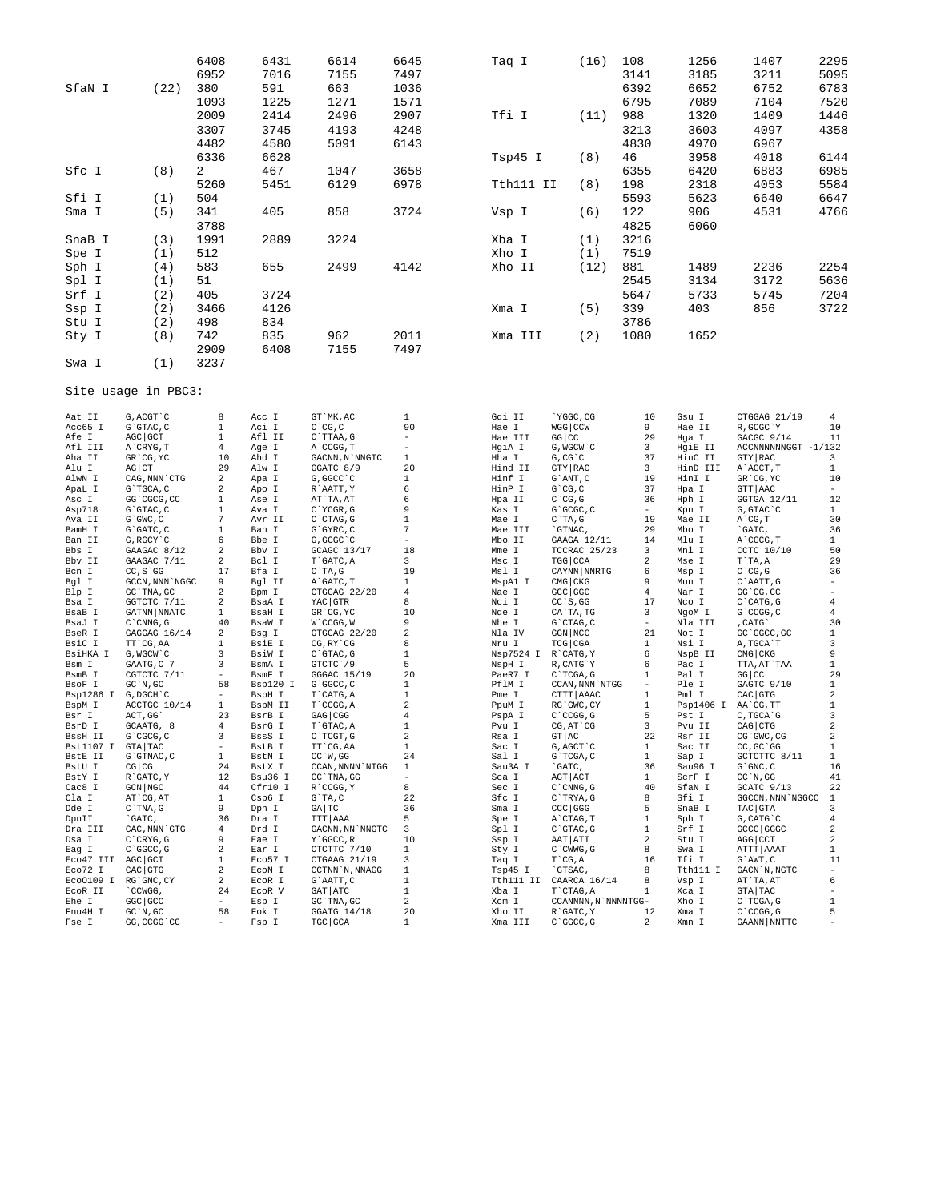|  |  |  |  |  |  |
|---|---|---|---|---|---|
|  |  | 6408 | 6431 | 6614 | 6645 |
|  |  | 6952 | 7016 | 7155 | 7497 |
| SfaN I | (22) | 380 | 591 | 663 | 1036 |
|  |  | 1093 | 1225 | 1271 | 1571 |
|  |  | 2009 | 2414 | 2496 | 2907 |
|  |  | 3307 | 3745 | 4193 | 4248 |
|  |  | 4482 | 4580 | 5091 | 6143 |
|  |  | 6336 | 6628 |  |  |
| Sfc I | (8) | 2 | 467 | 1047 | 3658 |
|  |  | 5260 | 5451 | 6129 | 6978 |
| Sfi I | (1) | 504 |  |  |  |
| Sma I | (5) | 341 | 405 | 858 | 3724 |
|  |  | 3788 |  |  |  |
| SnaB I | (3) | 1991 | 2889 | 3224 |  |
| Spe I | (1) | 512 |  |  |  |
| Sph I | (4) | 583 | 655 | 2499 | 4142 |
| Spl I | (1) | 51 |  |  |  |
| Srf I | (2) | 405 | 3724 |  |  |
| Ssp I | (2) | 3466 | 4126 |  |  |
| Stu I | (2) | 498 | 834 |  |  |
| Sty I | (8) | 742 | 835 | 962 | 2011 |
|  |  | 2909 | 6408 | 7155 | 7497 |
| Swa I | (1) | 3237 |  |  |  |
| Taq I | (16) | 108 | 1256 | 1407 | 2295 |
|  |  | 3141 | 3185 | 3211 | 5095 |
|  |  | 6392 | 6652 | 6752 | 6783 |
|  |  | 6795 | 7089 | 7104 | 7520 |
| Tfi I | (11) | 988 | 1320 | 1409 | 1446 |
|  |  | 3213 | 3603 | 4097 | 4358 |
|  |  | 4830 | 4970 | 6967 |  |
| Tsp45 I | (8) | 46 | 3958 | 4018 | 6144 |
|  |  | 6355 | 6420 | 6883 | 6985 |
| Tth111 II | (8) | 198 | 2318 | 4053 | 5584 |
|  |  | 5593 | 5623 | 6640 | 6647 |
| Vsp I | (6) | 122 | 906 | 4531 | 4766 |
|  |  | 4825 | 6060 |  |  |
| Xba I | (1) | 3216 |  |  |  |
| Xho I | (1) | 7519 |  |  |  |
| Xho II | (12) | 881 | 1489 | 2236 | 2254 |
|  |  | 2545 | 3134 | 3172 | 5636 |
|  |  | 5647 | 5733 | 5745 | 7204 |
| Xma I | (5) | 339 | 403 | 856 | 3722 |
|  |  | 3786 |  |  |  |
| Xma III | (2) | 1080 | 1652 |  |  |

Site usage in PBC3:

|  |  |  |  |  |  |
|---|---|---|---|---|---|
| Aat II | G,ACGT`C | 8 | Acc I | GT`MK,AC | 1 |
| Acc65 I | G`GTAC,C | 1 | Aci I | C`CG,C | 90 |
| Afe I | AGC\|GCT | 1 | Afl II | C`TTAA,G | - |
| Afl III | A`CRYG,T | 4 | Age I | A`CCGG,T | - |
| Aha II | GR`CG,YC | 10 | Ahd I | GACNN,N`NNGTC | 1 |
| Alu I | AG\|CT | 29 | Alw I | GGATC 8/9 | 20 |
| AlwN I | CAG,NNN`CTG | 2 | Apa I | G,GGCC`C | 1 |
| ApaL I | G`TGCA,C | 2 | Apo I | R`AATT,Y | 6 |
| Asc I | GG`CGCG,CC | 1 | Ase I | AT`TA,AT | 6 |
| Asp718 | G`GTAC,C | 1 | Ava I | C`YCGR,G | 9 |
| Ava II | G`GWC,C | 7 | Avr II | C`CTAG,G | 1 |
| BamH I | G`GATC,C | 1 | Ban I | G`GYRC,C | 7 |
| Ban II | G,RGCY`C | 6 | Bbe I | G,GCGC`C | - |
| Bbs I | GAAGAC 8/12 | 2 | Bbv I | GCAGC 13/17 | 18 |
| Bbv II | GAAGAC 7/11 | 2 | Bcl I | T`GATC,A | 3 |
| Bcn I | CC,S`GG | 17 | Bfa I | C`TA,G | 19 |
| Bgl I | GCCN,NNN`NGGC | 9 | Bgl II | A`GATC,T | 1 |
| Blp I | GC`TNA,GC | 2 | Bpm I | CTGGAG 22/20 | 4 |
| Bsa I | GGTCTC 7/11 | 2 | BsaA I | YAC\|GTR | 8 |
| BsaB I | GATNN\|NNATC | 1 | BsaH I | GR`CG,YC | 10 |
| BsaJ I | C`CNNG,G | 40 | BsaW I | W`CCGG,W | 9 |
| BseR I | GAGGAG 16/14 | 2 | Bsg I | GTGCAG 22/20 | 2 |
| BsiC I | TT`CG,AA | 1 | BsiE I | CG,RY`CG | 8 |
| BsiHKA I | G,WGCW`C | 3 | BsiW I | C`GTAC,G | 1 |
| Bsm I | GAATG,C 7 | 3 | BsmA I | GTCTC`/9 | 5 |
| BsmB I | CGTCTC 7/11 | - | BsmF I | GGGAC 15/19 | 20 |
| BsoF I | GC`N,GC | 58 | Bsp120 I | G`GGCC,C | 1 |
| Bsp1286 I | G,DGCH`C | - | BspH I | T`CATG,A | 1 |
| BspM I | ACCTGC 10/14 | 1 | BspM II | T`CCGG,A | 2 |
| Bsr I | ACT,GG` | 23 | BsrB I | GAG\|CGG | 4 |
| BsrD I | GCAATG, 8 | 4 | BsrG I | T`GTAC,A | 1 |
| BssH II | G`CGCG,C | 3 | BssS I | C`TCGT,G | 2 |
| Bst1107 I | GTA\|TAC | - | BstB I | TT`CG,AA | 1 |
| BstE II | G`GTNAC,C | 1 | BstN I | CC`W,GG | 24 |
| BstU I | CG\|CG | 24 | BstX I | CCAN,NNNN`NTGG | 1 |
| BstY I | R`GATC,Y | 12 | Bsu36 I | CC`TNA,GG | - |
| Cac8 I | GCN\|NGC | 44 | Cfr10 I | R`CCGG,Y | 8 |
| Cla I | AT`CG,AT | 1 | Csp6 I | G`TA,C | 22 |
| Dde I | C`TNA,G | 9 | Dpn I | GA\|TC | 36 |
| DpnII | `GATC, | 36 | Dra I | TTT\|AAA | 5 |
| Dra III | CAC,NNN`GTG | 4 | Drd I | GACNN,NN`NNGTC | 3 |
| Dsa I | C`CRYG,G | 9 | Eae I | Y`GGCC,R | 10 |
| Eag I | C`GGCC,G | 2 | Ear I | CTCTTC 7/10 | 1 |
| Eco47 III | AGC\|GCT | 1 | Eco57 I | CTGAAG 21/19 | 3 |
| Eco72 I | CAC\|GTG | 2 | EcoN I | CCTNN`N,NNAGG | 1 |
| EcoO109 I | RG`GNC,CY | 2 | EcoR I | G`AATT,C | 1 |
| EcoR II | `CCWGG, | 24 | EcoR V | GAT\|ATC | 1 |
| Ehe I | GGC\|GCC | - | Esp I | GC`TNA,GC | 2 |
| Fnu4H I | GC`N,GC | 58 | Fok I | GGATG 14/18 | 20 |
| Fse I | GG,CCGG`CC | - | Fsp I | TGC\|GCA | 1 |
| Gdi II | `YGGC,CG | 10 | Gsu I | CTGGAG 21/19 | 4 |
| Hae I | WGG\|CCW | 9 | Hae II | R,GCGC`Y | 10 |
| Hae III | GG\|CC | 29 | Hga I | GACGC 9/14 | 11 |
| HgiA I | G,WGCW`C | 3 | HgiE II | ACCNNNNNNGGT -1/132 |  |
| Hha I | G,CG`C | 37 | HinC II | GTY\|RAC | 3 |
| Hind II | GTY\|RAC | 3 | HinD III | A`AGCT,T | 1 |
| Hinf I | G`ANT,C | 19 | HinI I | GR`CG,YC | 10 |
| HinP I | G`CG,C | 37 | Hpa I | GTT\|AAC | - |
| Hpa II | C`CG,G | 36 | Hph I | GGTGA 12/11 | 12 |
| Kas I | G`GCGC,C | - | Kpn I | G,GTAC`C | 1 |
| Mae I | C`TA,G | 19 | Mae II | A`CG,T | 30 |
| Mae III | `GTNAC, | 29 | Mbo I | `GATC, | 36 |
| Mbo II | GAAGA 12/11 | 14 | Mlu I | A`CGCG,T | 1 |
| Mme I | TCCRAC 25/23 | 3 | Mnl I | CCTC 10/10 | 50 |
| Msc I | TGG\|CCA | 2 | Mse I | T`TA,A | 29 |
| Msl I | CAYNN\|NNRTG | 6 | Msp I | C`CG,G | 36 |
| MspA1 I | CMG\|CKG | 9 | Mun I | C`AATT,G | - |
| Nae I | GCC\|GGC | 4 | Nar I | GG`CG,CC | - |
| Nci I | CC`S,GG | 17 | Nco I | C`CATG,G | 4 |
| Nde I | CA`TA,TG | 3 | NgoM I | G`CCGG,C | 4 |
| Nhe I | G`CTAG,C | - | Nla III | ,CATG` | 30 |
| Nla IV | GGN\|NCC | 21 | Not I | GC`GGCC,GC | 1 |
| Nru I | TCG\|CGA | 1 | Nsi I | A,TGCA`T | 3 |
| Nsp7524 I | R`CATG,Y | 6 | NspB II | CMG\|CKG | 9 |
| NspH I | R,CATG`Y | 6 | Pac I | TTA,AT`TAA | 1 |
| PaeR7 I | C`TCGA,G | 1 | Pal I | GG\|CC | 29 |
| PflM I | CCAN,NNN`NTGG | - | Ple I | GAGTC 9/10 | 1 |
| Pme I | CTTT\|AAAC | 1 | Pml I | CAC\|GTG | 2 |
| PpuM I | RG`GWC,CY | 1 | Psp1406 I | AA`CG,TT | 1 |
| PspA I | C`CCGG,G | 5 | Pst I | C,TGCA`G | 3 |
| Pvu I | CG,AT`CG | 3 | Pvu II | CAG\|CTG | 2 |
| Rsa I | GT\|AC | 22 | Rsr II | CG`GWC,CG | 2 |
| Sac I | G,AGCT`C | 1 | Sac II | CC,GC`GG | 1 |
| Sal I | G`TCGA,C | 1 | Sap I | GCTCTTC 8/11 | 1 |
| Sau3A I | `GATC, | 36 | Sau96 I | G`GNC,C | 16 |
| Sca I | AGT\|ACT | 1 | ScrF I | CC`N,GG | 41 |
| Sec I | C`CNNG,G | 40 | SfaN I | GCATC 9/13 | 22 |
| Sfc I | C`TRYA,G | 8 | Sfi I | GGCCN,NNN`NGGCC | 1 |
| Sma I | CCC\|GGG | 5 | SnaB I | TAC\|GTA | 3 |
| Spe I | A`CTAG,T | 1 | Sph I | G,CATG`C | 4 |
| Spl I | C`GTAC,G | 1 | Srf I | GCCC\|GGGC | 2 |
| Ssp I | AAT\|ATT | 2 | Stu I | AGG\|CCT | 2 |
| Sty I | C`CWWG,G | 8 | Swa I | ATTT\|AAAT | 1 |
| Taq I | T`CG,A | 16 | Tfi I | G`AWT,C | 11 |
| Tsp45 I | `GTSAC, | 8 | Tth111 I | GACN`N,NGTC | - |
| Tth111 II | CAARCA 16/14 | 8 | Vsp I | AT`TA,AT | 6 |
| Xba I | T`CTAG,A | 1 | Xca I | GTA\|TAC | - |
| Xcm I | CCANNNN,N`NNNNTGG | - | Xho I | C`TCGA,G | 1 |
| Xho II | R`GATC,Y | 12 | Xma I | C`CCGG,G | 5 |
| Xma III | C`GGCC,G | 2 | Xmn I | GAANN\|NNTTC | - |